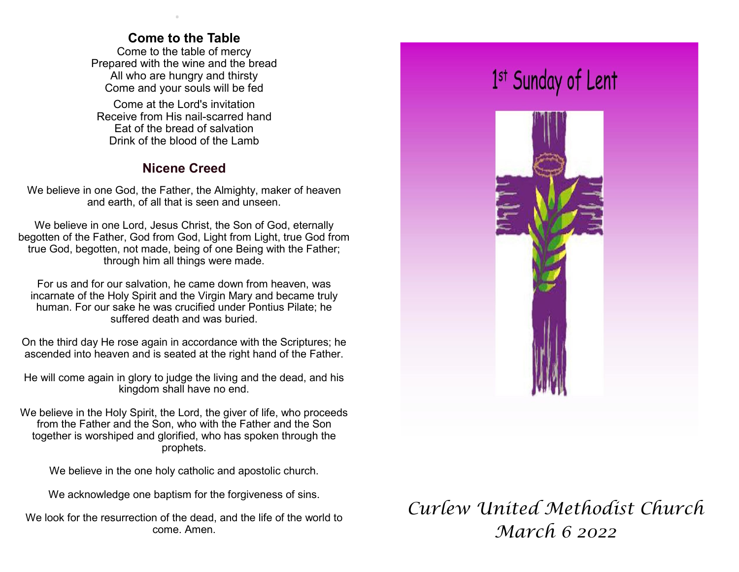## Come to the Table

Come to the table of mercy  
Prepared with the wine and the bread  
All who are hungry and thirsty  
Come and your souls will be fed

Come at the Lord's invitation  
Receive from His nail-scarred hand  
Eat of the bread of salvation  
Drink of the blood of the Lamb

## Nicene Creed

We believe in one God, the Father, the Almighty, maker of heaven and earth, of all that is seen and unseen.

We believe in one Lord, Jesus Christ, the Son of God, eternally begotten of the Father, God from God, Light from Light, true God from true God, begotten, not made, being of one Being with the Father; through him all things were made.

For us and for our salvation, he came down from heaven, was incarnate of the Holy Spirit and the Virgin Mary and became truly human. For our sake he was crucified under Pontius Pilate; he suffered death and was buried.

On the third day He rose again in accordance with the Scriptures; he ascended into heaven and is seated at the right hand of the Father.

He will come again in glory to judge the living and the dead, and his kingdom shall have no end.

We believe in the Holy Spirit, the Lord, the giver of life, who proceeds from the Father and the Son, who with the Father and the Son together is worshiped and glorified, who has spoken through the prophets.

We believe in the one holy catholic and apostolic church.

We acknowledge one baptism for the forgiveness of sins.

We look for the resurrection of the dead, and the life of the world to come. Amen.

# 1st Sunday of Lent

*Curlew United Methodist Church*  
*March 6 2022*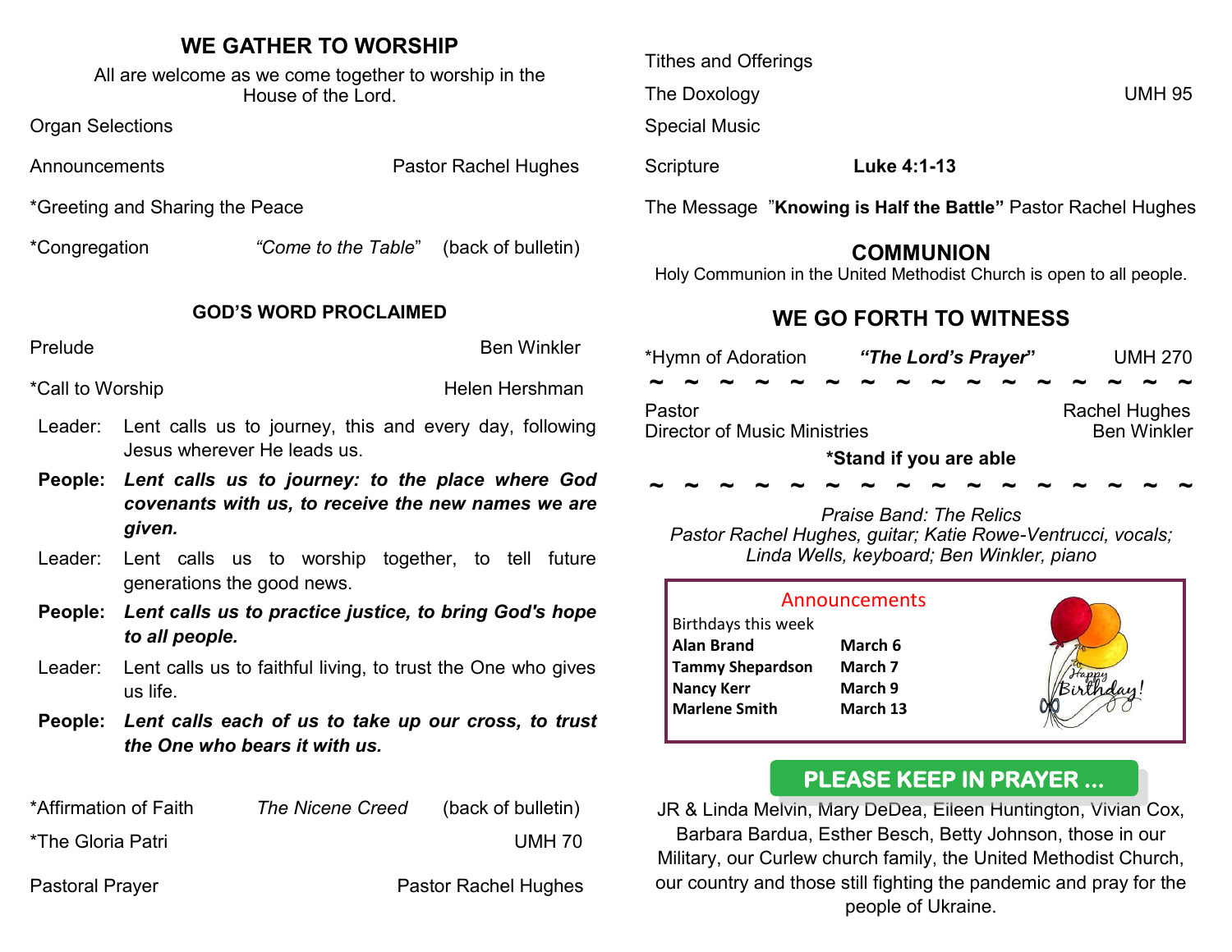## WE GATHER TO WORSHIP

All are welcome as we come together to worship in the House of the Lord.

Organ Selections

Announcements — Pastor Rachel Hughes

*Greeting and Sharing the Peace

*Congregation — *"Come to the Table"* (back of bulletin)

### GOD'S WORD PROCLAIMED

Prelude — Ben Winkler

*Call to Worship — Helen Hershman

Leader: Lent calls us to journey, this and every day, following Jesus wherever He leads us.

**People:** ***Lent calls us to journey: to the place where God covenants with us, to receive the new names we are given.***

Leader: Lent calls us to worship together, to tell future generations the good news.

**People:** ***Lent calls us to practice justice, to bring God's hope to all people.***

Leader: Lent calls us to faithful living, to trust the One who gives us life.

**People:** ***Lent calls each of us to take up our cross, to trust the One who bears it with us.***

*Affirmation of Faith — *The Nicene Creed* (back of bulletin)

*The Gloria Patri — UMH 70

Pastoral Prayer — Pastor Rachel Hughes

Tithes and Offerings

The Doxology — UMH 95

Special Music

Scripture — **Luke 4:1-13**

The Message "**Knowing is Half the Battle"** Pastor Rachel Hughes

## COMMUNION

Holy Communion in the United Methodist Church is open to all people.

## WE GO FORTH TO WITNESS

*Hymn of Adoration — ***"The Lord's Prayer"*** — UMH 270

~ ~ ~ ~ ~ ~ ~ ~ ~ ~ ~ ~ ~ ~ ~ ~

Pastor — Rachel Hughes
Director of Music Ministries — Ben Winkler

**\*Stand if you are able**

~ ~ ~ ~ ~ ~ ~ ~ ~ ~ ~ ~ ~ ~ ~ ~

*Praise Band: The Relics*
*Pastor Rachel Hughes, guitar; Katie Rowe-Ventrucci, vocals; Linda Wells, keyboard; Ben Winkler, piano*

### Announcements

Birthdays this week

| | |
|---|---|
| **Alan Brand** | **March 6** |
| **Tammy Shepardson** | **March 7** |
| **Nancy Kerr** | **March 9** |
| **Marlene Smith** | **March 13** |

Happy Birthday!

### PLEASE KEEP IN PRAYER ...

JR & Linda Melvin, Mary DeDea, Eileen Huntington, Vivian Cox, Barbara Bardua, Esther Besch, Betty Johnson, those in our Military, our Curlew church family, the United Methodist Church, our country and those still fighting the pandemic and pray for the people of Ukraine.